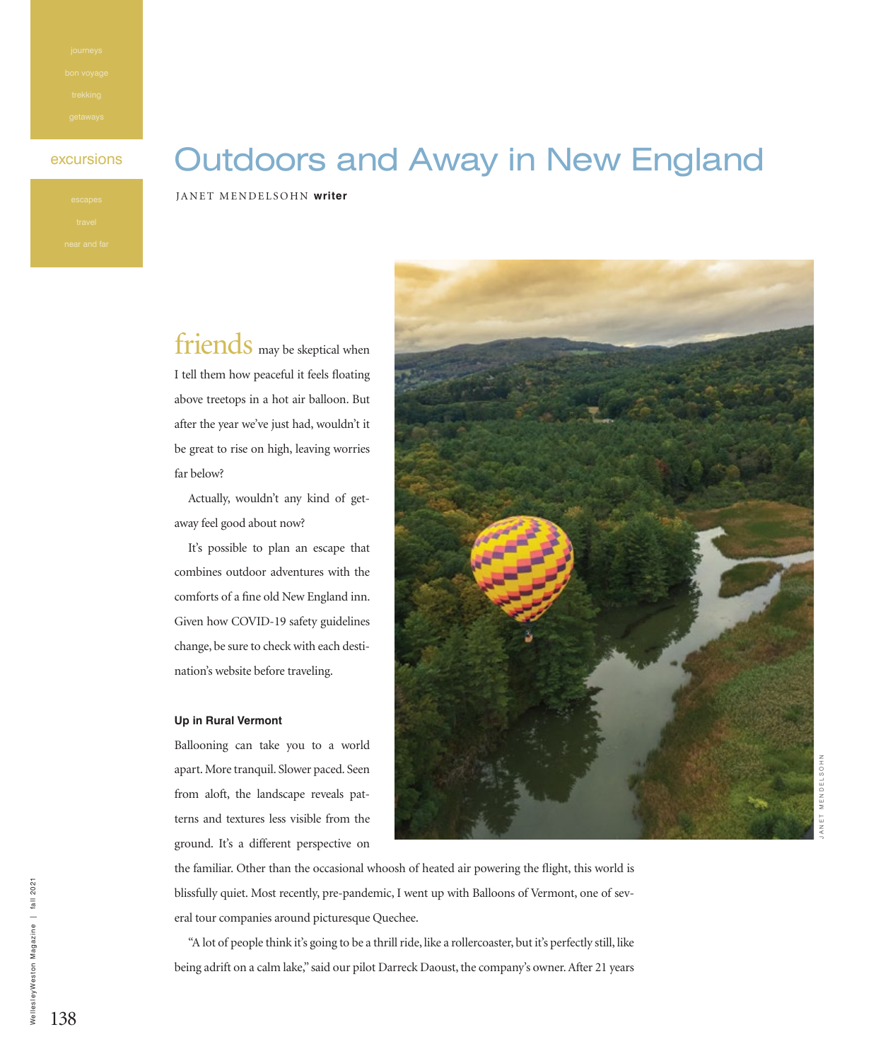# Outdoors and Away in New England

JANET MENDELSOHN **writer**

friends may be skeptical when I tell them how peaceful it feels floating above treetops in a hot air balloon. But after the year we've just had, wouldn't it be great to rise on high, leaving worries far below?

Actually, wouldn't any kind of getaway feel good about now?

It's possible to plan an escape that combines outdoor adventures with the comforts of a fine old New England inn. Given how COVID-19 safety guidelines change, be sure to check with each destination's website before traveling.

### Up in Rural Vermont

Ballooning can take you to a world apart. More tranquil. Slower paced. Seen from aloft, the landscape reveals patterns and textures less visible from the ground. It's a different perspective on the familiar. Other than the occasional whoosh of heated air powering the flight, this world is blissfully quiet. Most recently, pre-pandemic, I went up with Balloons of Vermont, one of several tour companies around picturesque Quechee.

"A lot of people think it's going to be a thrill ride, like a rollercoaster, but it's perfectly still, like being adrift on a calm lake," said our pilot Darreck Daoust, the company's owner. After 21 years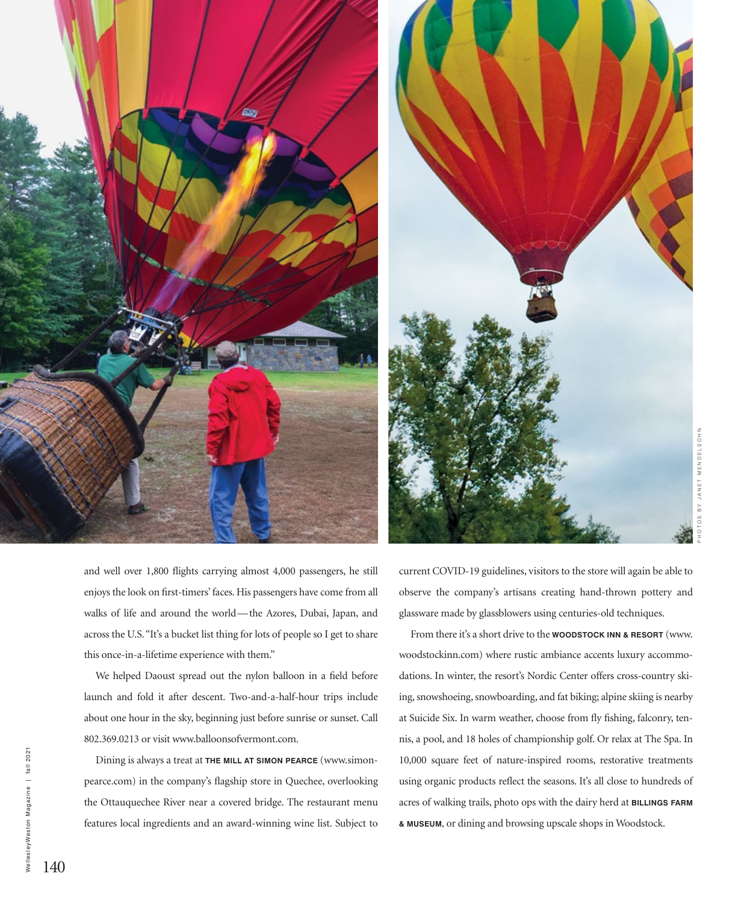PHOTOS BY JANET MENDELSOHN

and well over 1,800 flights carrying almost 4,000 passengers, he still enjoys the look on first-timers' faces. His passengers have come from all walks of life and around the world—the Azores, Dubai, Japan, and across the U.S. "It's a bucket list thing for lots of people so I get to share this once-in-a-lifetime experience with them."

We helped Daoust spread out the nylon balloon in a field before launch and fold it after descent. Two-and-a-half-hour trips include about one hour in the sky, beginning just before sunrise or sunset. Call 802.369.0213 or visit www.balloonsofvermont.com.

Dining is always a treat at **THE MILL AT SIMON PEARCE** (www.simonpearce.com) in the company's flagship store in Quechee, overlooking the Ottauquechee River near a covered bridge. The restaurant menu features local ingredients and an award-winning wine list. Subject to current COVID-19 guidelines, visitors to the store will again be able to observe the company's artisans creating hand-thrown pottery and glassware made by glassblowers using centuries-old techniques.

From there it's a short drive to the **WOODSTOCK INN & RESORT** (www.woodstockinn.com) where rustic ambiance accents luxury accommodations. In winter, the resort's Nordic Center offers cross-country skiing, snowshoeing, snowboarding, and fat biking; alpine skiing is nearby at Suicide Six. In warm weather, choose from fly fishing, falconry, tennis, a pool, and 18 holes of championship golf. Or relax at The Spa. In 10,000 square feet of nature-inspired rooms, restorative treatments using organic products reflect the seasons. It's all close to hundreds of acres of walking trails, photo ops with the dairy herd at **BILLINGS FARM & MUSEUM**, or dining and browsing upscale shops in Woodstock.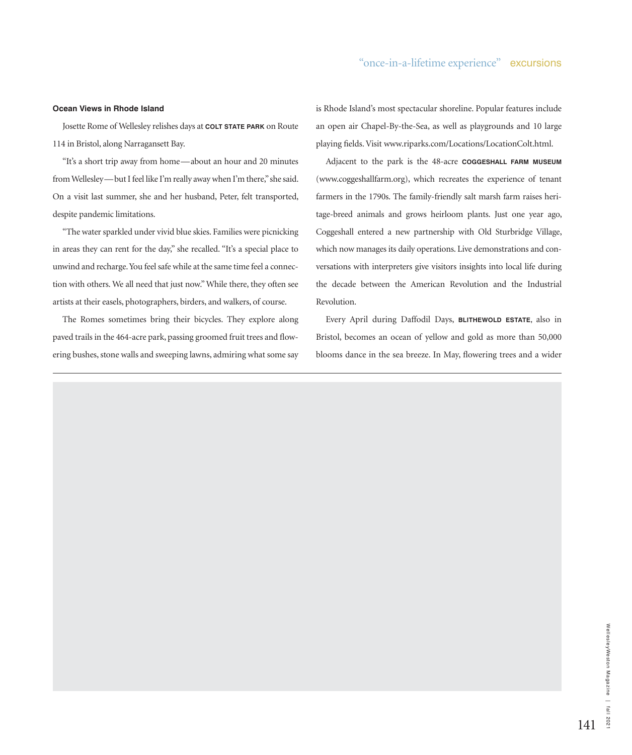### Ocean Views in Rhode Island

Josette Rome of Wellesley relishes days at **COLT STATE PARK** on Route 114 in Bristol, along Narragansett Bay.

"It's a short trip away from home—about an hour and 20 minutes from Wellesley—but I feel like I'm really away when I'm there," she said. On a visit last summer, she and her husband, Peter, felt transported, despite pandemic limitations.

"The water sparkled under vivid blue skies. Families were picnicking in areas they can rent for the day," she recalled. "It's a special place to unwind and recharge. You feel safe while at the same time feel a connection with others. We all need that just now." While there, they often see artists at their easels, photographers, birders, and walkers, of course.

The Romes sometimes bring their bicycles. They explore along paved trails in the 464-acre park, passing groomed fruit trees and flowering bushes, stone walls and sweeping lawns, admiring what some say is Rhode Island's most spectacular shoreline. Popular features include an open air Chapel-By-the-Sea, as well as playgrounds and 10 large playing fields. Visit www.riparks.com/Locations/LocationColt.html.

Adjacent to the park is the 48-acre **COGGESHALL FARM MUSEUM** (www.coggeshallfarm.org), which recreates the experience of tenant farmers in the 1790s. The family-friendly salt marsh farm raises heritage-breed animals and grows heirloom plants. Just one year ago, Coggeshall entered a new partnership with Old Sturbridge Village, which now manages its daily operations. Live demonstrations and conversations with interpreters give visitors insights into local life during the decade between the American Revolution and the Industrial Revolution.

Every April during Daffodil Days, **BLITHEWOLD ESTATE**, also in Bristol, becomes an ocean of yellow and gold as more than 50,000 blooms dance in the sea breeze. In May, flowering trees and a wider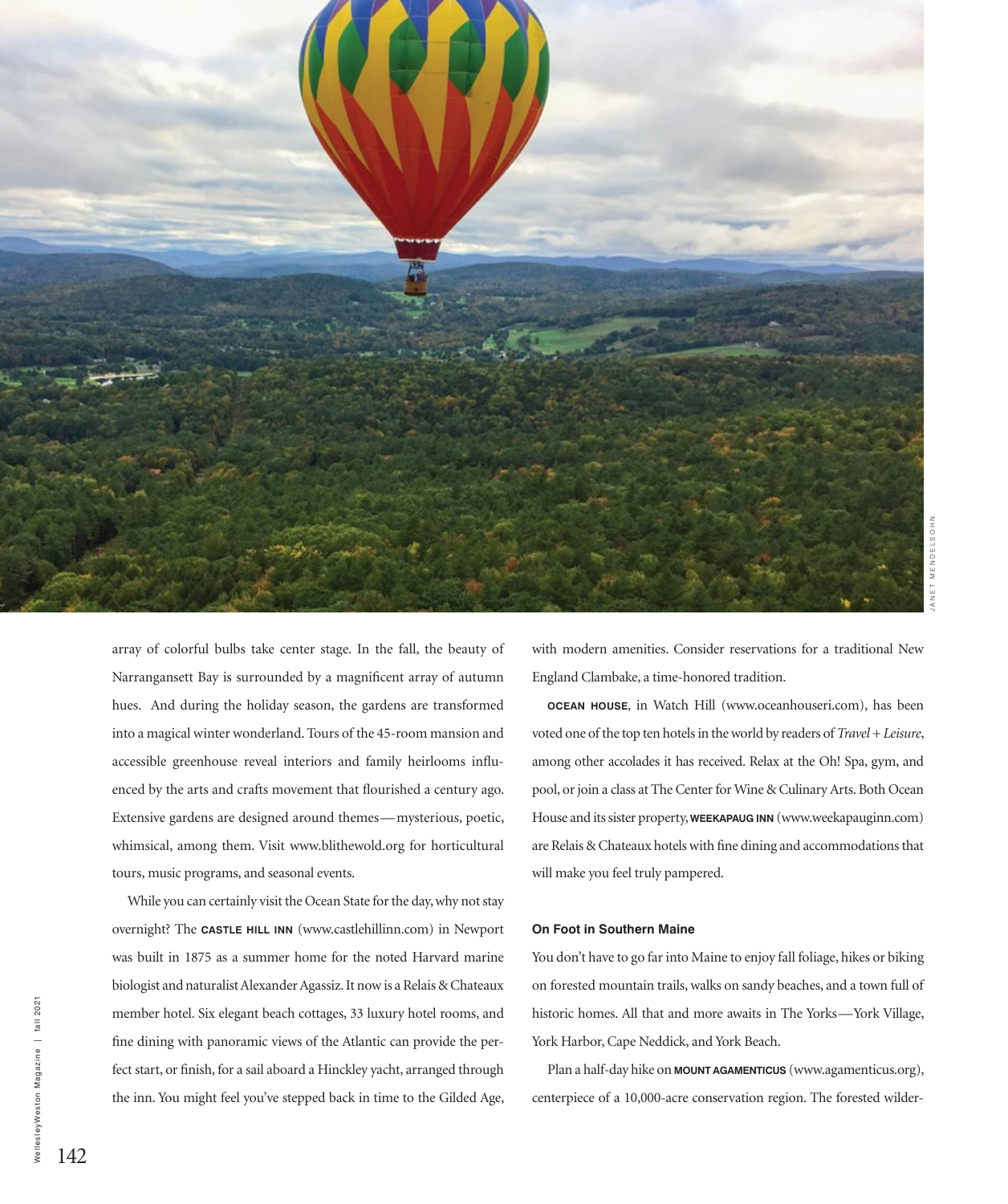array of colorful bulbs take center stage. In the fall, the beauty of Narragansett Bay is surrounded by a magnificent array of autumn hues. And during the holiday season, the gardens are transformed into a magical winter wonderland. Tours of the 45-room mansion and accessible greenhouse reveal interiors and family heirlooms influenced by the arts and crafts movement that flourished a century ago. Extensive gardens are designed around themes—mysterious, poetic, whimsical, among them. Visit www.blithewold.org for horticultural tours, music programs, and seasonal events.

While you can certainly visit the Ocean State for the day, why not stay overnight? The **CASTLE HILL INN** (www.castlehillinn.com) in Newport was built in 1875 as a summer home for the noted Harvard marine biologist and naturalist Alexander Agassiz. It now is a Relais & Chateaux member hotel. Six elegant beach cottages, 33 luxury hotel rooms, and fine dining with panoramic views of the Atlantic can provide the perfect start, or finish, for a sail aboard a Hinckley yacht, arranged through the inn. You might feel you've stepped back in time to the Gilded Age, with modern amenities. Consider reservations for a traditional New England Clambake, a time-honored tradition.

**OCEAN HOUSE**, in Watch Hill (www.oceanhouseri.com), has been voted one of the top ten hotels in the world by readers of *Travel + Leisure*, among other accolades it has received. Relax at the Oh! Spa, gym, and pool, or join a class at The Center for Wine & Culinary Arts. Both Ocean House and its sister property, **WEEKAPAUG INN** (www.weekapauginn.com) are Relais & Chateaux hotels with fine dining and accommodations that will make you feel truly pampered.

### On Foot in Southern Maine

You don't have to go far into Maine to enjoy fall foliage, hikes or biking on forested mountain trails, walks on sandy beaches, and a town full of historic homes. All that and more awaits in The Yorks—York Village, York Harbor, Cape Neddick, and York Beach.

Plan a half-day hike on **MOUNT AGAMENTICUS** (www.agamenticus.org), centerpiece of a 10,000-acre conservation region. The forested wilder-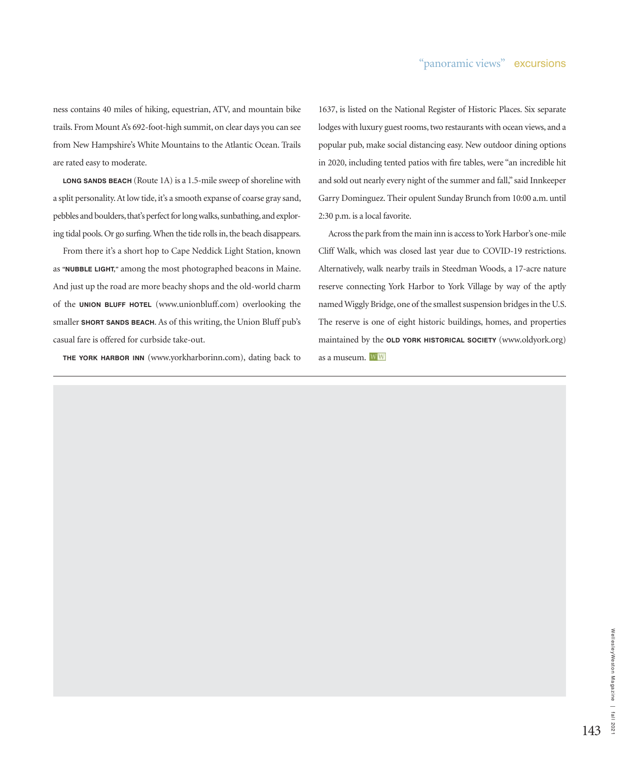ness contains 40 miles of hiking, equestrian, ATV, and mountain bike trails. From Mount A's 692-foot-high summit, on clear days you can see from New Hampshire's White Mountains to the Atlantic Ocean. Trails are rated easy to moderate.

**LONG SANDS BEACH** (Route 1A) is a 1.5-mile sweep of shoreline with a split personality. At low tide, it's a smooth expanse of coarse gray sand, pebbles and boulders, that's perfect for long walks, sunbathing, and exploring tidal pools. Or go surfing. When the tide rolls in, the beach disappears.

From there it's a short hop to Cape Neddick Light Station, known as "**NUBBLE LIGHT**," among the most photographed beacons in Maine. And just up the road are more beachy shops and the old-world charm of the **UNION BLUFF HOTEL** (www.unionbluff.com) overlooking the smaller **SHORT SANDS BEACH**. As of this writing, the Union Bluff pub's casual fare is offered for curbside take-out.

**THE YORK HARBOR INN** (www.yorkharborinn.com), dating back to 1637, is listed on the National Register of Historic Places. Six separate lodges with luxury guest rooms, two restaurants with ocean views, and a popular pub, make social distancing easy. New outdoor dining options in 2020, including tented patios with fire tables, were "an incredible hit and sold out nearly every night of the summer and fall," said Innkeeper Garry Dominguez. Their opulent Sunday Brunch from 10:00 a.m. until 2:30 p.m. is a local favorite.

Across the park from the main inn is access to York Harbor's one-mile Cliff Walk, which was closed last year due to COVID-19 restrictions. Alternatively, walk nearby trails in Steedman Woods, a 17-acre nature reserve connecting York Harbor to York Village by way of the aptly named Wiggly Bridge, one of the smallest suspension bridges in the U.S. The reserve is one of eight historic buildings, homes, and properties maintained by the **OLD YORK HISTORICAL SOCIETY** (www.oldyork.org) as a museum.